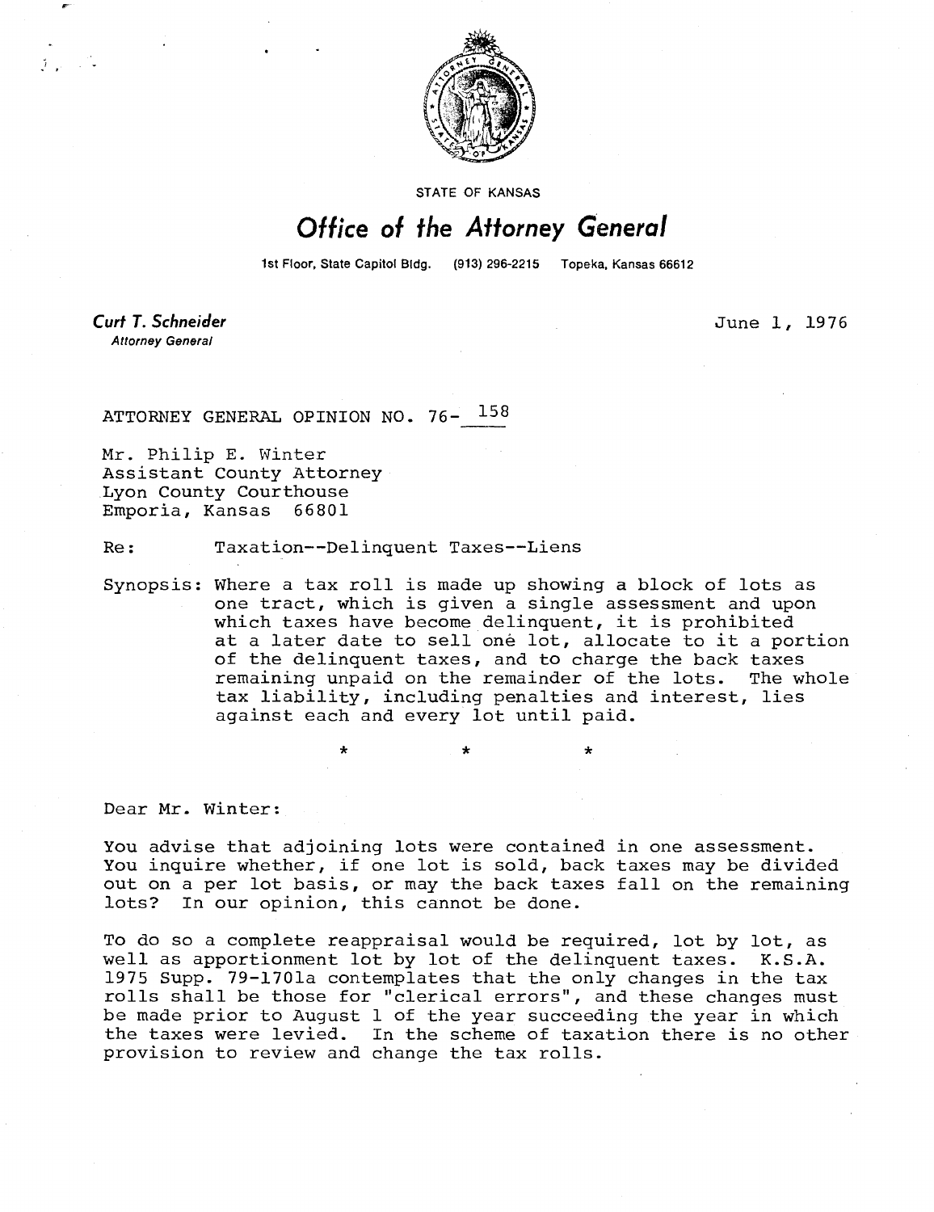STATE OF KANSAS

# Office of the Attorney General

1st Floor, State Capitol Bldg. (913) 296-2215 Topeka, Kansas 66612

**Curt T. Schneider**
*Attorney General*

June 1, 1976

ATTORNEY GENERAL OPINION NO. 76- 158

Mr. Philip E. Winter
Assistant County Attorney
Lyon County Courthouse
Emporia, Kansas 66801

Re: Taxation--Delinquent Taxes--Liens

Synopsis: Where a tax roll is made up showing a block of lots as one tract, which is given a single assessment and upon which taxes have become delinquent, it is prohibited at a later date to sell one lot, allocate to it a portion of the delinquent taxes, and to charge the back taxes remaining unpaid on the remainder of the lots. The whole tax liability, including penalties and interest, lies against each and every lot until paid.

\* \* \*

Dear Mr. Winter:

You advise that adjoining lots were contained in one assessment. You inquire whether, if one lot is sold, back taxes may be divided out on a per lot basis, or may the back taxes fall on the remaining lots? In our opinion, this cannot be done.

To do so a complete reappraisal would be required, lot by lot, as well as apportionment lot by lot of the delinquent taxes. K.S.A. 1975 Supp. 79-1701a contemplates that the only changes in the tax rolls shall be those for "clerical errors", and these changes must be made prior to August 1 of the year succeeding the year in which the taxes were levied. In the scheme of taxation there is no other provision to review and change the tax rolls.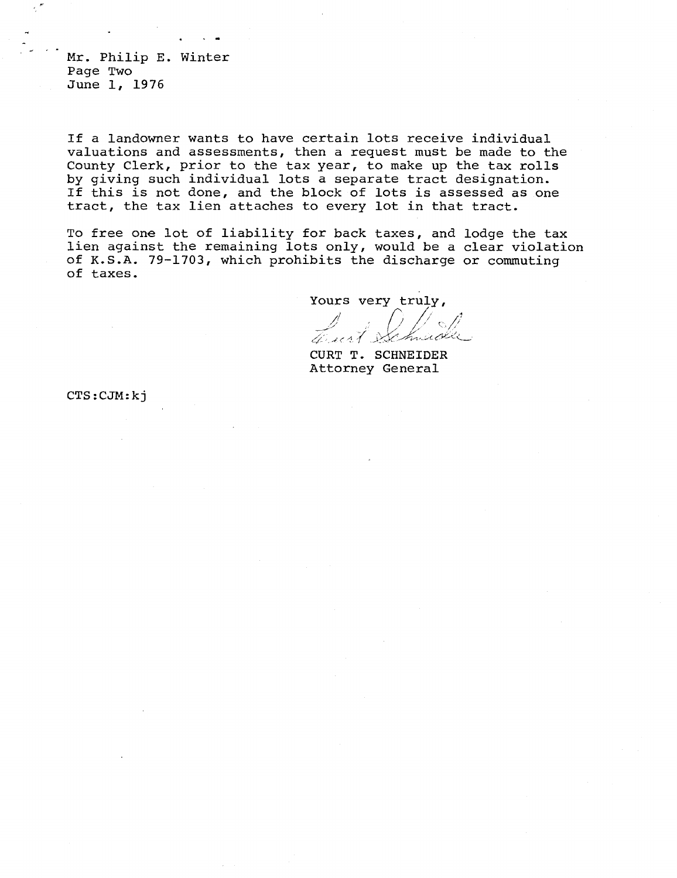Mr. Philip E. Winter
Page Two
June 1, 1976

If a landowner wants to have certain lots receive individual valuations and assessments, then a request must be made to the County Clerk, prior to the tax year, to make up the tax rolls by giving such individual lots a separate tract designation. If this is not done, and the block of lots is assessed as one tract, the tax lien attaches to every lot in that tract.

To free one lot of liability for back taxes, and lodge the tax lien against the remaining lots only, would be a clear violation of K.S.A. 79-1703, which prohibits the discharge or commuting of taxes.

Yours very truly,

CURT T. SCHNEIDER
Attorney General

CTS:CJM:kj